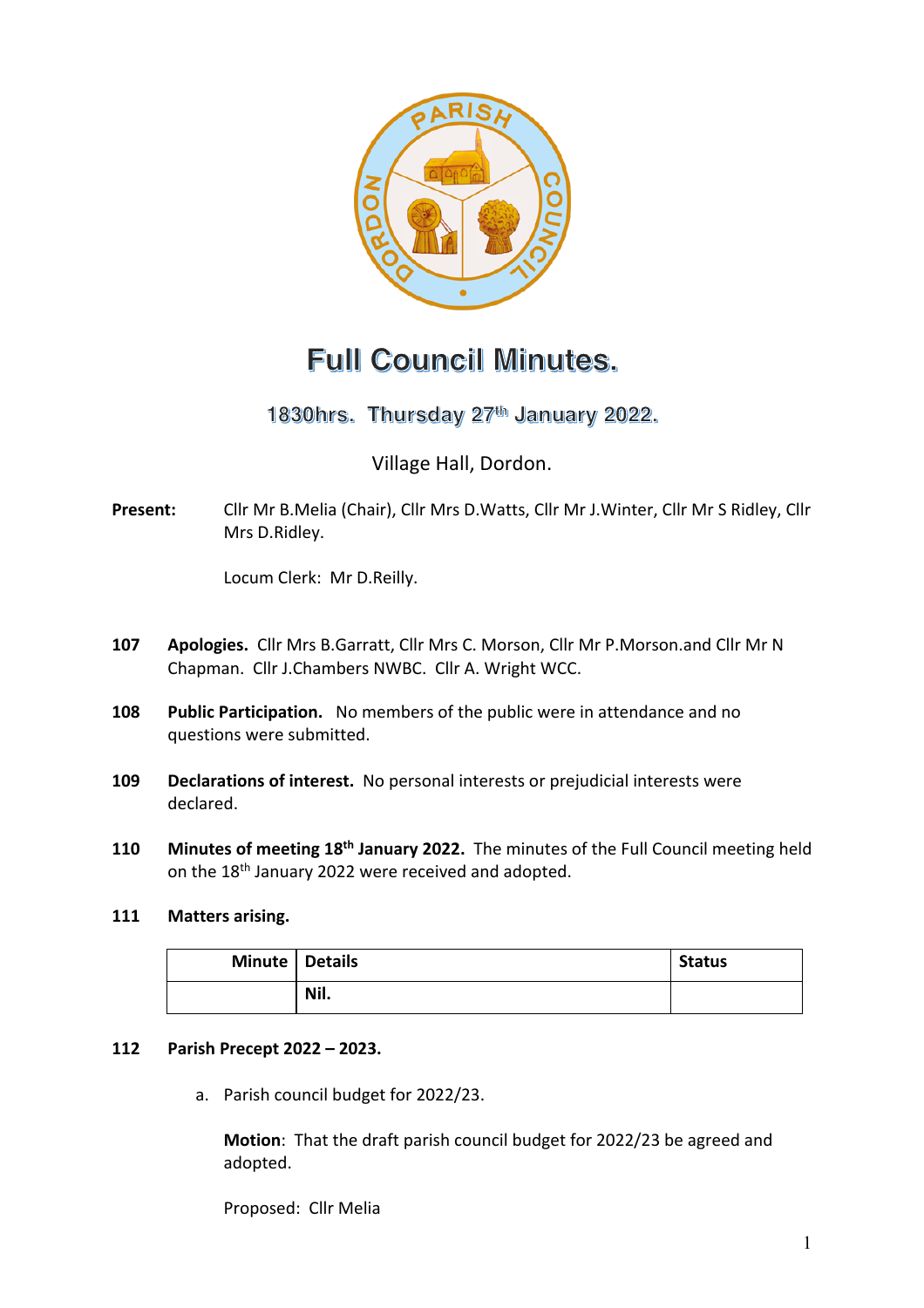# Full Council Minutes.

## 1830hrs. Thursday 27th January 2022.

Village Hall, Dordon.

**Present:** Cllr Mr B.Melia (Chair), Cllr Mrs D.Watts, Cllr Mr J.Winter, Cllr Mr S Ridley, Cllr Mrs D.Ridley.

Locum Clerk: Mr D.Reilly.

**107 Apologies.** Cllr Mrs B.Garratt, Cllr Mrs C. Morson, Cllr Mr P.Morson.and Cllr Mr N Chapman. Cllr J.Chambers NWBC. Cllr A. Wright WCC.

**108 Public Participation.** No members of the public were in attendance and no questions were submitted.

**109 Declarations of interest.** No personal interests or prejudicial interests were declared.

**110 Minutes of meeting 18th January 2022.** The minutes of the Full Council meeting held on the 18th January 2022 were received and adopted.

**111 Matters arising.**

| Minute | Details | Status |
|---|---|---|
| | **Nil.** | |

**112 Parish Precept 2022 – 2023.**

a. Parish council budget for 2022/23.

**Motion**: That the draft parish council budget for 2022/23 be agreed and adopted.

Proposed: Cllr Melia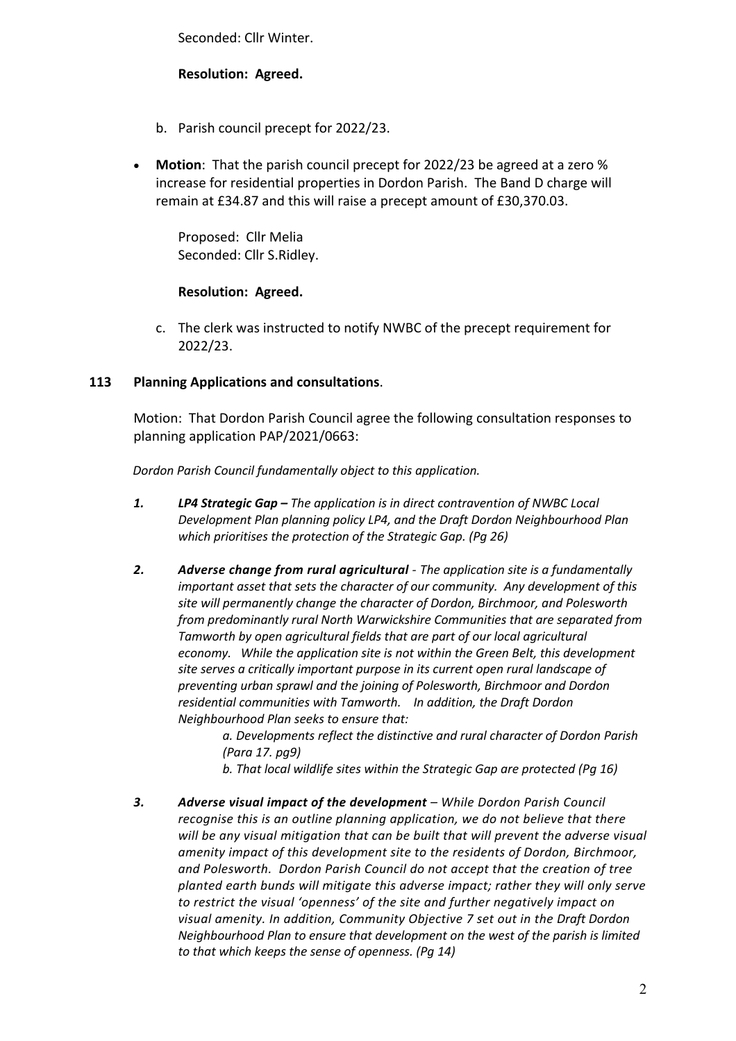Seconded: Cllr Winter.

**Resolution: Agreed.**

b. Parish council precept for 2022/23.

- **Motion**: That the parish council precept for 2022/23 be agreed at a zero % increase for residential properties in Dordon Parish. The Band D charge will remain at £34.87 and this will raise a precept amount of £30,370.03.

  Proposed: Cllr Melia
  Seconded: Cllr S.Ridley.

  **Resolution: Agreed.**

c. The clerk was instructed to notify NWBC of the precept requirement for 2022/23.

## 113 Planning Applications and consultations.

Motion: That Dordon Parish Council agree the following consultation responses to planning application PAP/2021/0663:

*Dordon Parish Council fundamentally object to this application.*

1. ***LP4 Strategic Gap –*** *The application is in direct contravention of NWBC Local Development Plan planning policy LP4, and the Draft Dordon Neighbourhood Plan which prioritises the protection of the Strategic Gap. (Pg 26)*

2. ***Adverse change from rural agricultural*** *- The application site is a fundamentally important asset that sets the character of our community. Any development of this site will permanently change the character of Dordon, Birchmoor, and Polesworth from predominantly rural North Warwickshire Communities that are separated from Tamworth by open agricultural fields that are part of our local agricultural economy. While the application site is not within the Green Belt, this development site serves a critically important purpose in its current open rural landscape of preventing urban sprawl and the joining of Polesworth, Birchmoor and Dordon residential communities with Tamworth. In addition, the Draft Dordon Neighbourhood Plan seeks to ensure that:*

   *a. Developments reflect the distinctive and rural character of Dordon Parish (Para 17. pg9)*

   *b. That local wildlife sites within the Strategic Gap are protected (Pg 16)*

3. ***Adverse visual impact of the development*** *– While Dordon Parish Council recognise this is an outline planning application, we do not believe that there will be any visual mitigation that can be built that will prevent the adverse visual amenity impact of this development site to the residents of Dordon, Birchmoor, and Polesworth. Dordon Parish Council do not accept that the creation of tree planted earth bunds will mitigate this adverse impact; rather they will only serve to restrict the visual 'openness' of the site and further negatively impact on visual amenity. In addition, Community Objective 7 set out in the Draft Dordon Neighbourhood Plan to ensure that development on the west of the parish is limited to that which keeps the sense of openness. (Pg 14)*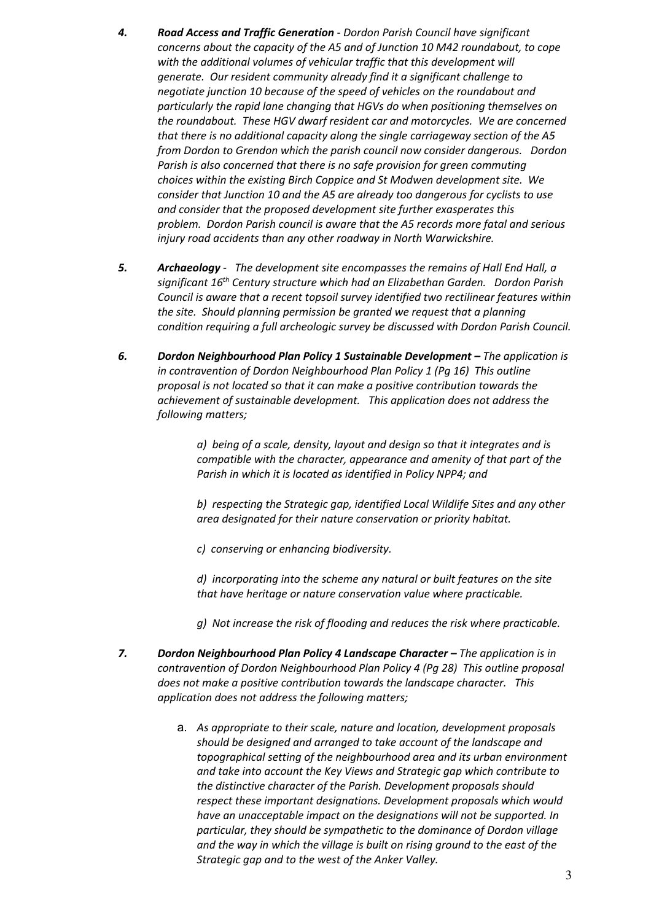*4.* ***Road Access and Traffic Generation*** *- Dordon Parish Council have significant concerns about the capacity of the A5 and of Junction 10 M42 roundabout, to cope with the additional volumes of vehicular traffic that this development will generate. Our resident community already find it a significant challenge to negotiate junction 10 because of the speed of vehicles on the roundabout and particularly the rapid lane changing that HGVs do when positioning themselves on the roundabout. These HGV dwarf resident car and motorcycles. We are concerned that there is no additional capacity along the single carriageway section of the A5 from Dordon to Grendon which the parish council now consider dangerous. Dordon Parish is also concerned that there is no safe provision for green commuting choices within the existing Birch Coppice and St Modwen development site. We consider that Junction 10 and the A5 are already too dangerous for cyclists to use and consider that the proposed development site further exasperates this problem. Dordon Parish council is aware that the A5 records more fatal and serious injury road accidents than any other roadway in North Warwickshire.*

*5.* ***Archaeology*** *- The development site encompasses the remains of Hall End Hall, a significant 16th Century structure which had an Elizabethan Garden. Dordon Parish Council is aware that a recent topsoil survey identified two rectilinear features within the site. Should planning permission be granted we request that a planning condition requiring a full archeologic survey be discussed with Dordon Parish Council.*

*6.* ***Dordon Neighbourhood Plan Policy 1 Sustainable Development –*** *The application is in contravention of Dordon Neighbourhood Plan Policy 1 (Pg 16) This outline proposal is not located so that it can make a positive contribution towards the achievement of sustainable development. This application does not address the following matters;*

> *a) being of a scale, density, layout and design so that it integrates and is compatible with the character, appearance and amenity of that part of the Parish in which it is located as identified in Policy NPP4; and*
>
> *b) respecting the Strategic gap, identified Local Wildlife Sites and any other area designated for their nature conservation or priority habitat.*
>
> *c) conserving or enhancing biodiversity.*
>
> *d) incorporating into the scheme any natural or built features on the site that have heritage or nature conservation value where practicable.*
>
> *g) Not increase the risk of flooding and reduces the risk where practicable.*

*7.* ***Dordon Neighbourhood Plan Policy 4 Landscape Character –*** *The application is in contravention of Dordon Neighbourhood Plan Policy 4 (Pg 28) This outline proposal does not make a positive contribution towards the landscape character. This application does not address the following matters;*

a. *As appropriate to their scale, nature and location, development proposals should be designed and arranged to take account of the landscape and topographical setting of the neighbourhood area and its urban environment and take into account the Key Views and Strategic gap which contribute to the distinctive character of the Parish. Development proposals should respect these important designations. Development proposals which would have an unacceptable impact on the designations will not be supported. In particular, they should be sympathetic to the dominance of Dordon village and the way in which the village is built on rising ground to the east of the Strategic gap and to the west of the Anker Valley.*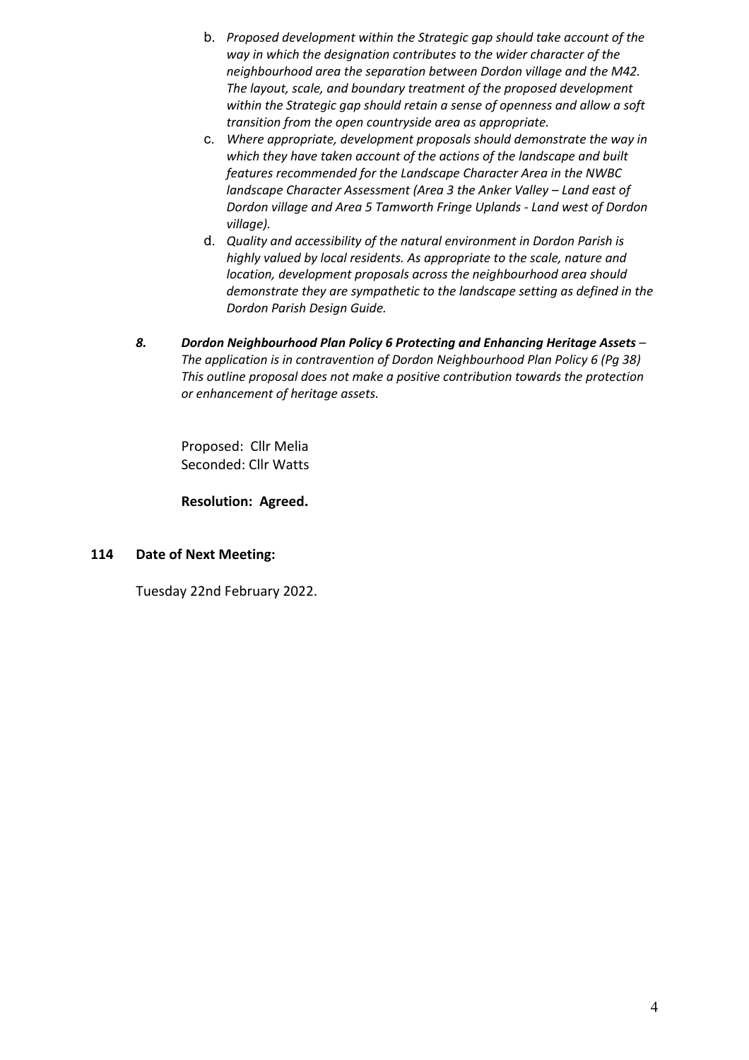b. *Proposed development within the Strategic gap should take account of the way in which the designation contributes to the wider character of the neighbourhood area the separation between Dordon village and the M42. The layout, scale, and boundary treatment of the proposed development within the Strategic gap should retain a sense of openness and allow a soft transition from the open countryside area as appropriate.*

c. *Where appropriate, development proposals should demonstrate the way in which they have taken account of the actions of the landscape and built features recommended for the Landscape Character Area in the NWBC landscape Character Assessment (Area 3 the Anker Valley – Land east of Dordon village and Area 5 Tamworth Fringe Uplands - Land west of Dordon village).*

d. *Quality and accessibility of the natural environment in Dordon Parish is highly valued by local residents. As appropriate to the scale, nature and location, development proposals across the neighbourhood area should demonstrate they are sympathetic to the landscape setting as defined in the Dordon Parish Design Guide.*

***8. Dordon Neighbourhood Plan Policy 6 Protecting and Enhancing Heritage Assets*** *– The application is in contravention of Dordon Neighbourhood Plan Policy 6 (Pg 38) This outline proposal does not make a positive contribution towards the protection or enhancement of heritage assets.*

Proposed: Cllr Melia
Seconded: Cllr Watts

**Resolution: Agreed.**

**114 Date of Next Meeting:**

Tuesday 22nd February 2022.